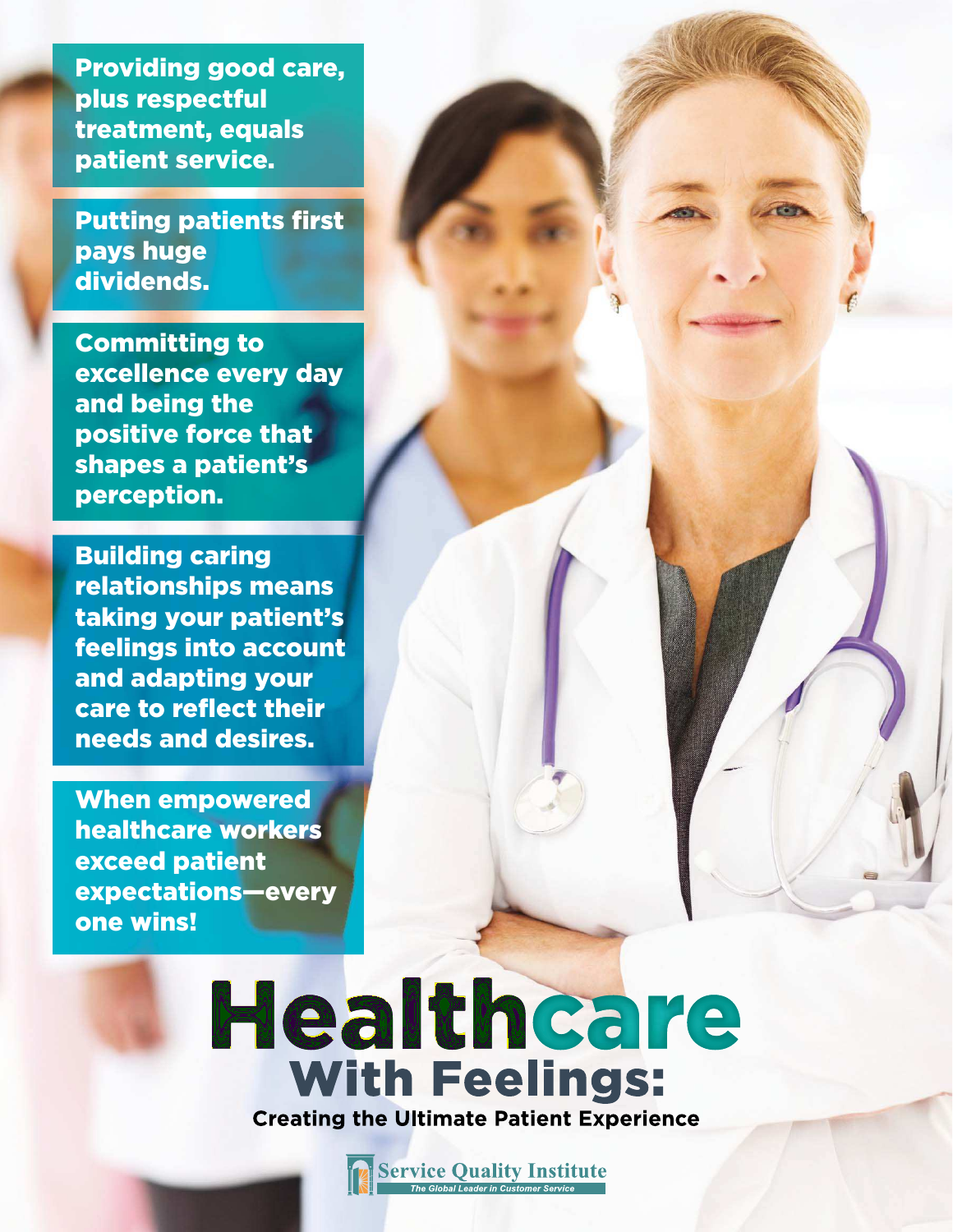Providing good care, plus respectful treatment, equals patient service.

Putting patients first pays huge dividends.

Committing to excellence every day and being the positive force that shapes a patient's perception.

Building caring relationships means taking your patient's feelings into account and adapting your care to reflect their needs and desires.

When empowered healthcare workers exceed patient expectations—every one wins!

# Healthcare With Feelings:

## Creating the Ultimate Patient Experience

Service Quality Institute

*The Global Leader in Customer Service*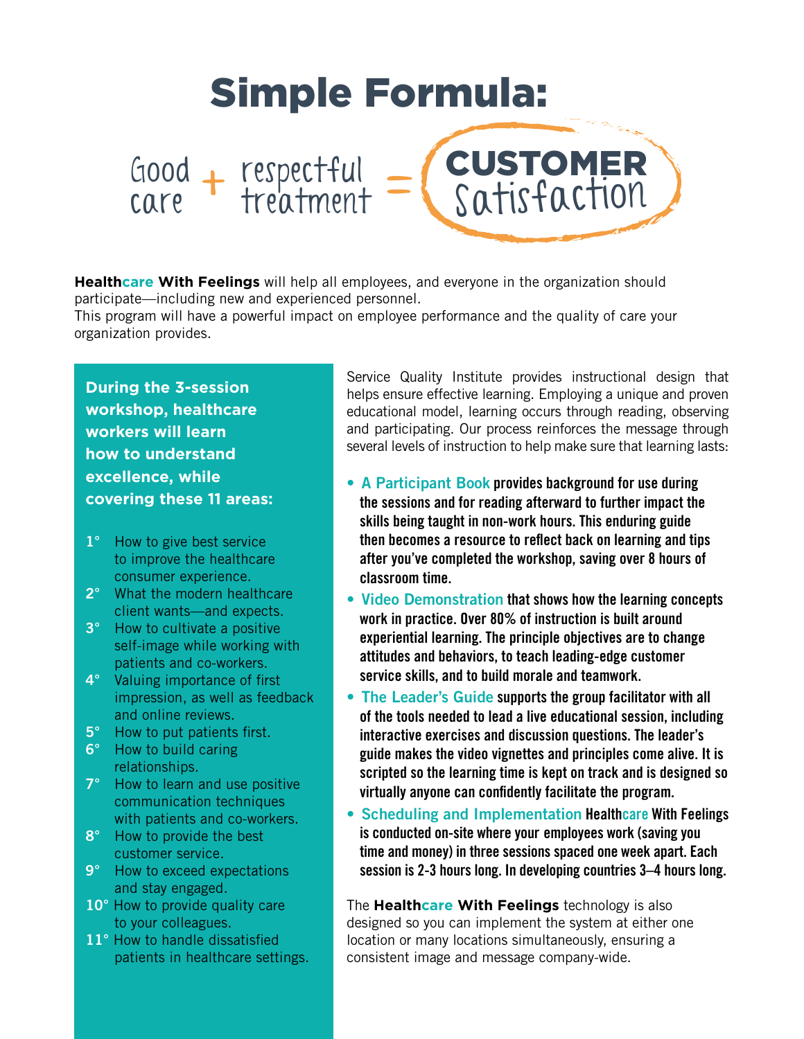# Simple Formula:

Good care + respectful treatment = **CUSTOMER** Satisfaction

**Healthcare With Feelings** will help all employees, and everyone in the organization should participate—including new and experienced personnel.
This program will have a powerful impact on employee performance and the quality of care your organization provides.

**During the 3-session workshop, healthcare workers will learn how to understand excellence, while covering these 11 areas:**

1° How to give best service to improve the healthcare consumer experience.
2° What the modern healthcare client wants—and expects.
3° How to cultivate a positive self-image while working with patients and co-workers.
4° Valuing importance of first impression, as well as feedback and online reviews.
5° How to put patients first.
6° How to build caring relationships.
7° How to learn and use positive communication techniques with patients and co-workers.
8° How to provide the best customer service.
9° How to exceed expectations and stay engaged.
10° How to provide quality care to your colleagues.
11° How to handle dissatisfied patients in healthcare settings.

Service Quality Institute provides instructional design that helps ensure effective learning. Employing a unique and proven educational model, learning occurs through reading, observing and participating. Our process reinforces the message through several levels of instruction to help make sure that learning lasts:

- **A Participant Book** provides background for use during the sessions and for reading afterward to further impact the skills being taught in non-work hours. This enduring guide then becomes a resource to reflect back on learning and tips after you've completed the workshop, saving over 8 hours of classroom time.
- **Video Demonstration** that shows how the learning concepts work in practice. Over 80% of instruction is built around experiential learning. The principle objectives are to change attitudes and behaviors, to teach leading-edge customer service skills, and to build morale and teamwork.
- **The Leader's Guide** supports the group facilitator with all of the tools needed to lead a live educational session, including interactive exercises and discussion questions. The leader's guide makes the video vignettes and principles come alive. It is scripted so the learning time is kept on track and is designed so virtually anyone can confidently facilitate the program.
- **Scheduling and Implementation** Healthcare With Feelings is conducted on-site where your employees work (saving you time and money) in three sessions spaced one week apart. Each session is 2-3 hours long. In developing countries 3–4 hours long.

The **Healthcare With Feelings** technology is also designed so you can implement the system at either one location or many locations simultaneously, ensuring a consistent image and message company-wide.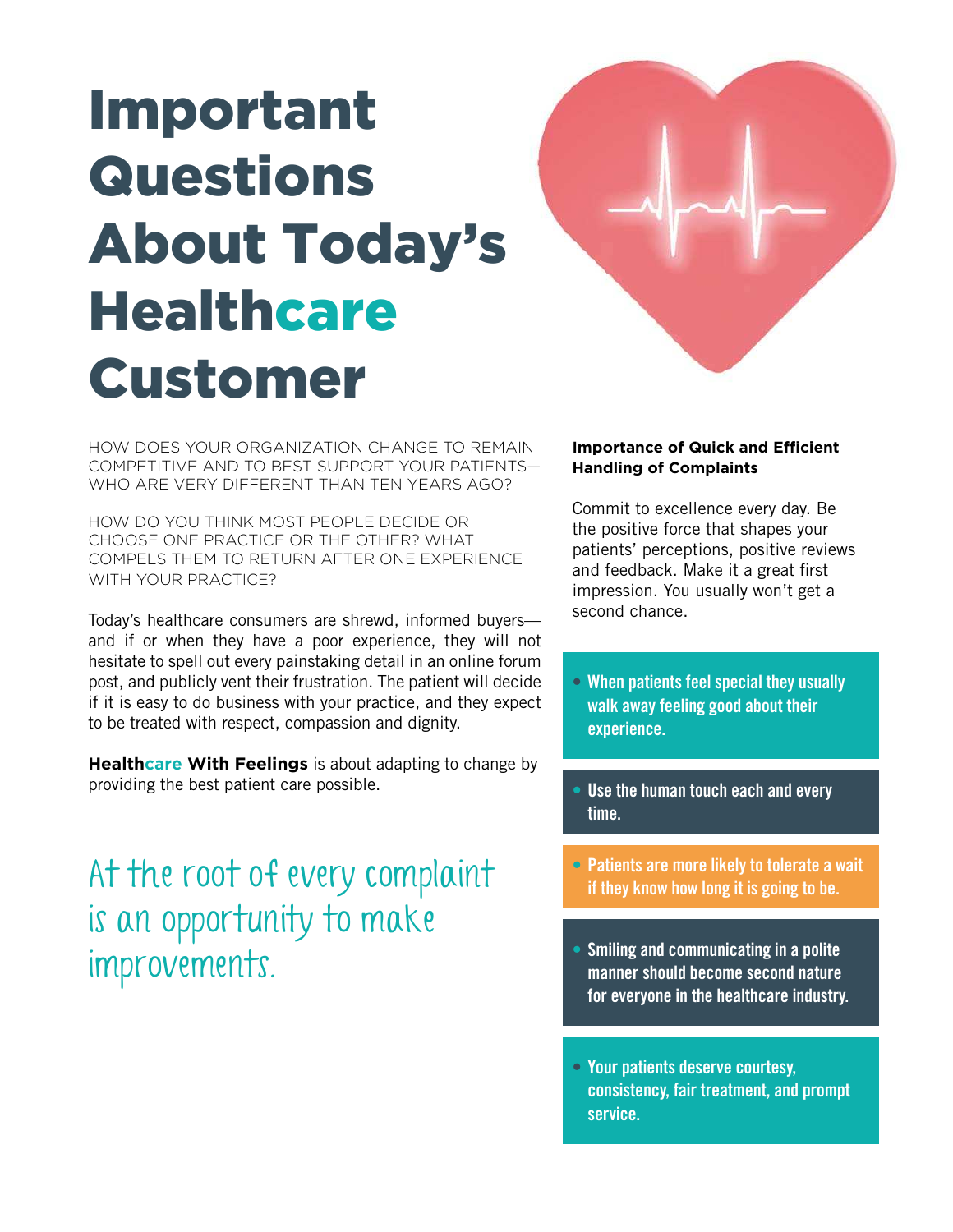# Important Questions About Today's Healthcare Customer

HOW DOES YOUR ORGANIZATION CHANGE TO REMAIN COMPETITIVE AND TO BEST SUPPORT YOUR PATIENTS—WHO ARE VERY DIFFERENT THAN TEN YEARS AGO?

HOW DO YOU THINK MOST PEOPLE DECIDE OR CHOOSE ONE PRACTICE OR THE OTHER? WHAT COMPELS THEM TO RETURN AFTER ONE EXPERIENCE WITH YOUR PRACTICE?

Today's healthcare consumers are shrewd, informed buyers—and if or when they have a poor experience, they will not hesitate to spell out every painstaking detail in an online forum post, and publicly vent their frustration. The patient will decide if it is easy to do business with your practice, and they expect to be treated with respect, compassion and dignity.

**Healthcare With Feelings** is about adapting to change by providing the best patient care possible.

*At the root of every complaint is an opportunity to make improvements.*

**Importance of Quick and Efficient Handling of Complaints**

Commit to excellence every day. Be the positive force that shapes your patients' perceptions, positive reviews and feedback. Make it a great first impression. You usually won't get a second chance.

- **When patients feel special they usually walk away feeling good about their experience.**
- **Use the human touch each and every time.**
- **Patients are more likely to tolerate a wait if they know how long it is going to be.**
- **Smiling and communicating in a polite manner should become second nature for everyone in the healthcare industry.**
- **Your patients deserve courtesy, consistency, fair treatment, and prompt service.**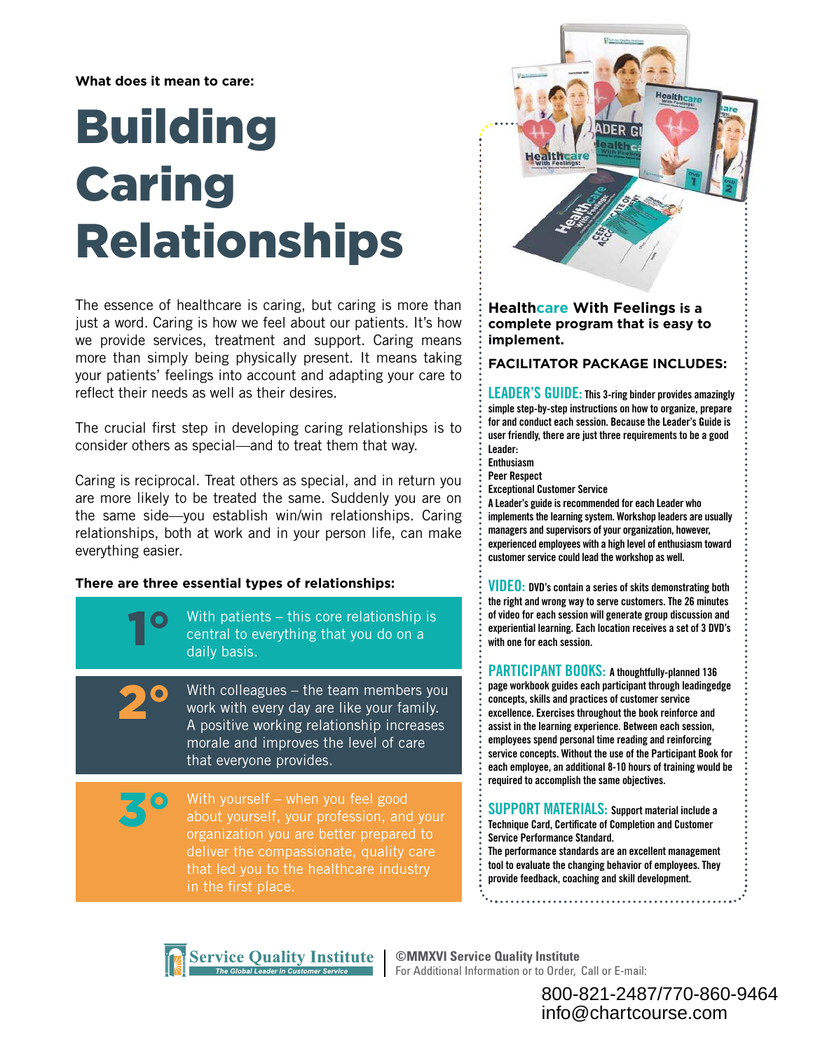**What does it mean to care:**

# Building Caring Relationships

The essence of healthcare is caring, but caring is more than just a word. Caring is how we feel about our patients. It's how we provide services, treatment and support. Caring means more than simply being physically present. It means taking your patients' feelings into account and adapting your care to reflect their needs as well as their desires.

The crucial first step in developing caring relationships is to consider others as special—and to treat them that way.

Caring is reciprocal. Treat others as special, and in return you are more likely to be treated the same. Suddenly you are on the same side—you establish win/win relationships. Caring relationships, both at work and in your person life, can make everything easier.

**There are three essential types of relationships:**

**1°** With patients – this core relationship is central to everything that you do on a daily basis.

**2°** With colleagues – the team members you work with every day are like your family. A positive working relationship increases morale and improves the level of care that everyone provides.

**3°** With yourself – when you feel good about yourself, your profession, and your organization you are better prepared to deliver the compassionate, quality care that led you to the healthcare industry in the first place.

**Healthcare With Feelings is a complete program that is easy to implement.**

**FACILITATOR PACKAGE INCLUDES:**

**LEADER'S GUIDE:** This 3-ring binder provides amazingly simple step-by-step instructions on how to organize, prepare for and conduct each session. Because the Leader's Guide is user friendly, there are just three requirements to be a good Leader:
Enthusiasm
Peer Respect
Exceptional Customer Service
A Leader's guide is recommended for each Leader who implements the learning system. Workshop leaders are usually managers and supervisors of your organization, however, experienced employees with a high level of enthusiasm toward customer service could lead the workshop as well.

**VIDEO:** DVD's contain a series of skits demonstrating both the right and wrong way to serve customers. The 26 minutes of video for each session will generate group discussion and experiential learning. Each location receives a set of 3 DVD's with one for each session.

**PARTICIPANT BOOKS:** A thoughtfully-planned 136 page workbook guides each participant through leadingedge concepts, skills and practices of customer service excellence. Exercises throughout the book reinforce and assist in the learning experience. Between each session, employees spend personal time reading and reinforcing service concepts. Without the use of the Participant Book for each employee, an additional 8-10 hours of training would be required to accomplish the same objectives.

**SUPPORT MATERIALS:** Support material include a Technique Card, Certificate of Completion and Customer Service Performance Standard.
The performance standards are an excellent management tool to evaluate the changing behavior of employees. They provide feedback, coaching and skill development.

Service Quality Institute
The Global Leader in Customer Service

©MMXVI Service Quality Institute
For Additional Information or to Order, Call or E-mail:

800-821-2487/770-860-9464
info@chartcourse.com